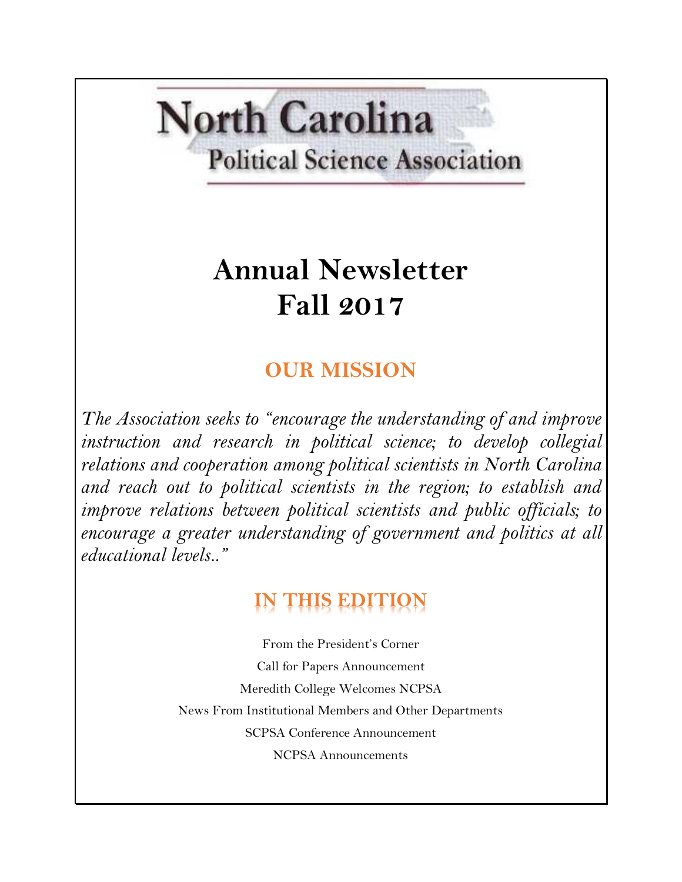# North Carolina
## Political Science Association

# Annual Newsletter
# Fall 2017

## OUR MISSION

*The Association seeks to "encourage the understanding of and improve instruction and research in political science; to develop collegial relations and cooperation among political scientists in North Carolina and reach out to political scientists in the region; to establish and improve relations between political scientists and public officials; to encourage a greater understanding of government and politics at all educational levels.."*

## IN THIS EDITION

From the President's Corner

Call for Papers Announcement

Meredith College Welcomes NCPSA

News From Institutional Members and Other Departments

SCPSA Conference Announcement

NCPSA Announcements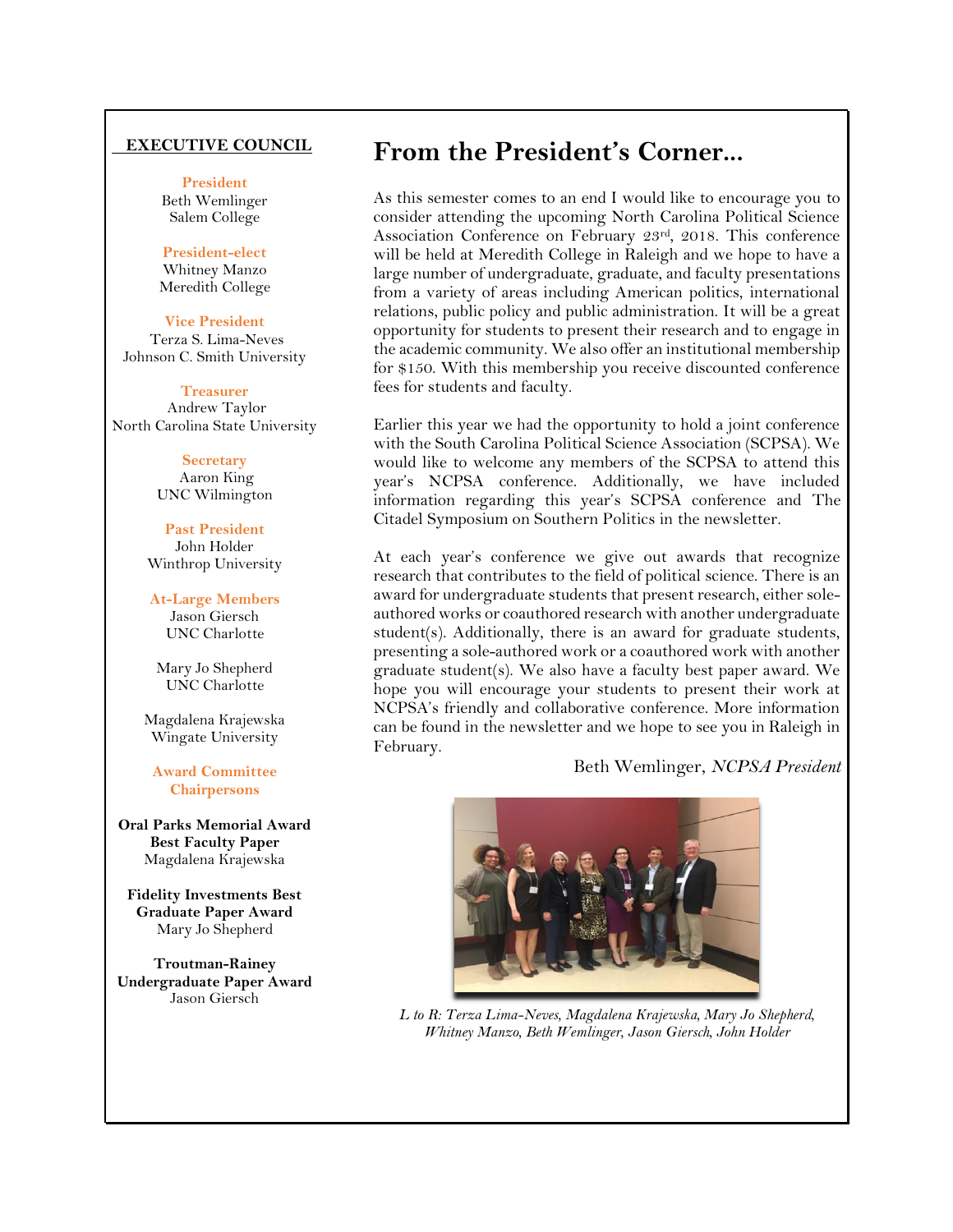**EXECUTIVE COUNCIL**

**President**
Beth Wemlinger
Salem College

**President-elect**
Whitney Manzo
Meredith College

**Vice President**
Terza S. Lima-Neves
Johnson C. Smith University

**Treasurer**
Andrew Taylor
North Carolina State University

**Secretary**
Aaron King
UNC Wilmington

**Past President**
John Holder
Winthrop University

**At-Large Members**
Jason Giersch
UNC Charlotte

Mary Jo Shepherd
UNC Charlotte

Magdalena Krajewska
Wingate University

**Award Committee Chairpersons**

**Oral Parks Memorial Award Best Faculty Paper**
Magdalena Krajewska

**Fidelity Investments Best Graduate Paper Award**
Mary Jo Shepherd

**Troutman-Rainey Undergraduate Paper Award**
Jason Giersch

# From the President's Corner...

As this semester comes to an end I would like to encourage you to consider attending the upcoming North Carolina Political Science Association Conference on February 23rd, 2018. This conference will be held at Meredith College in Raleigh and we hope to have a large number of undergraduate, graduate, and faculty presentations from a variety of areas including American politics, international relations, public policy and public administration. It will be a great opportunity for students to present their research and to engage in the academic community. We also offer an institutional membership for $150. With this membership you receive discounted conference fees for students and faculty.

Earlier this year we had the opportunity to hold a joint conference with the South Carolina Political Science Association (SCPSA). We would like to welcome any members of the SCPSA to attend this year's NCPSA conference. Additionally, we have included information regarding this year's SCPSA conference and The Citadel Symposium on Southern Politics in the newsletter.

At each year's conference we give out awards that recognize research that contributes to the field of political science. There is an award for undergraduate students that present research, either sole-authored works or coauthored research with another undergraduate student(s). Additionally, there is an award for graduate students, presenting a sole-authored work or a coauthored work with another graduate student(s). We also have a faculty best paper award. We hope you will encourage your students to present their work at NCPSA's friendly and collaborative conference. More information can be found in the newsletter and we hope to see you in Raleigh in February.

Beth Wemlinger, *NCPSA President*

*L to R: Terza Lima-Neves, Magdalena Krajewska, Mary Jo Shepherd, Whitney Manzo, Beth Wemlinger, Jason Giersch, John Holder*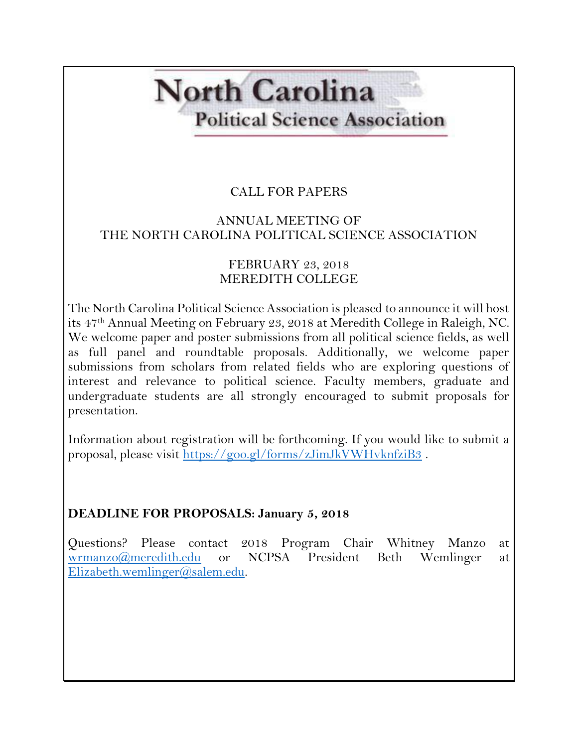# North Carolina Political Science Association

CALL FOR PAPERS

ANNUAL MEETING OF
THE NORTH CAROLINA POLITICAL SCIENCE ASSOCIATION

FEBRUARY 23, 2018
MEREDITH COLLEGE

The North Carolina Political Science Association is pleased to announce it will host its 47th Annual Meeting on February 23, 2018 at Meredith College in Raleigh, NC. We welcome paper and poster submissions from all political science fields, as well as full panel and roundtable proposals. Additionally, we welcome paper submissions from scholars from related fields who are exploring questions of interest and relevance to political science. Faculty members, graduate and undergraduate students are all strongly encouraged to submit proposals for presentation.

Information about registration will be forthcoming. If you would like to submit a proposal, please visit https://goo.gl/forms/zJimJkVWHvknfziB3 .

**DEADLINE FOR PROPOSALS: January 5, 2018**

Questions? Please contact 2018 Program Chair Whitney Manzo at wrmanzo@meredith.edu or NCPSA President Beth Wemlinger at Elizabeth.wemlinger@salem.edu.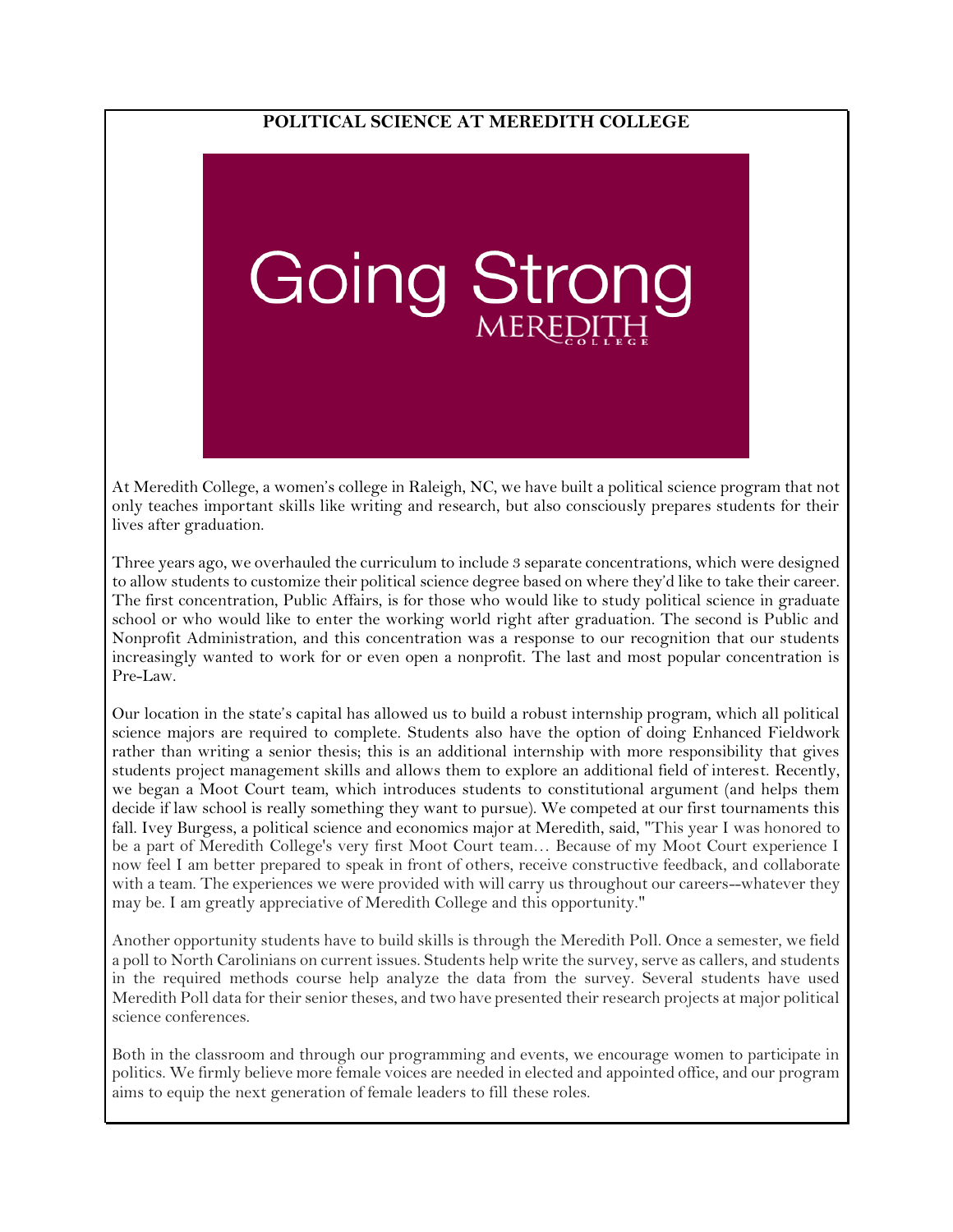## POLITICAL SCIENCE AT MEREDITH COLLEGE

At Meredith College, a women's college in Raleigh, NC, we have built a political science program that not only teaches important skills like writing and research, but also consciously prepares students for their lives after graduation.

Three years ago, we overhauled the curriculum to include 3 separate concentrations, which were designed to allow students to customize their political science degree based on where they'd like to take their career. The first concentration, Public Affairs, is for those who would like to study political science in graduate school or who would like to enter the working world right after graduation. The second is Public and Nonprofit Administration, and this concentration was a response to our recognition that our students increasingly wanted to work for or even open a nonprofit. The last and most popular concentration is Pre-Law.

Our location in the state's capital has allowed us to build a robust internship program, which all political science majors are required to complete. Students also have the option of doing Enhanced Fieldwork rather than writing a senior thesis; this is an additional internship with more responsibility that gives students project management skills and allows them to explore an additional field of interest. Recently, we began a Moot Court team, which introduces students to constitutional argument (and helps them decide if law school is really something they want to pursue). We competed at our first tournaments this fall. Ivey Burgess, a political science and economics major at Meredith, said, "This year I was honored to be a part of Meredith College's very first Moot Court team… Because of my Moot Court experience I now feel I am better prepared to speak in front of others, receive constructive feedback, and collaborate with a team. The experiences we were provided with will carry us throughout our careers--whatever they may be. I am greatly appreciative of Meredith College and this opportunity."

Another opportunity students have to build skills is through the Meredith Poll. Once a semester, we field a poll to North Carolinians on current issues. Students help write the survey, serve as callers, and students in the required methods course help analyze the data from the survey. Several students have used Meredith Poll data for their senior theses, and two have presented their research projects at major political science conferences.

Both in the classroom and through our programming and events, we encourage women to participate in politics. We firmly believe more female voices are needed in elected and appointed office, and our program aims to equip the next generation of female leaders to fill these roles.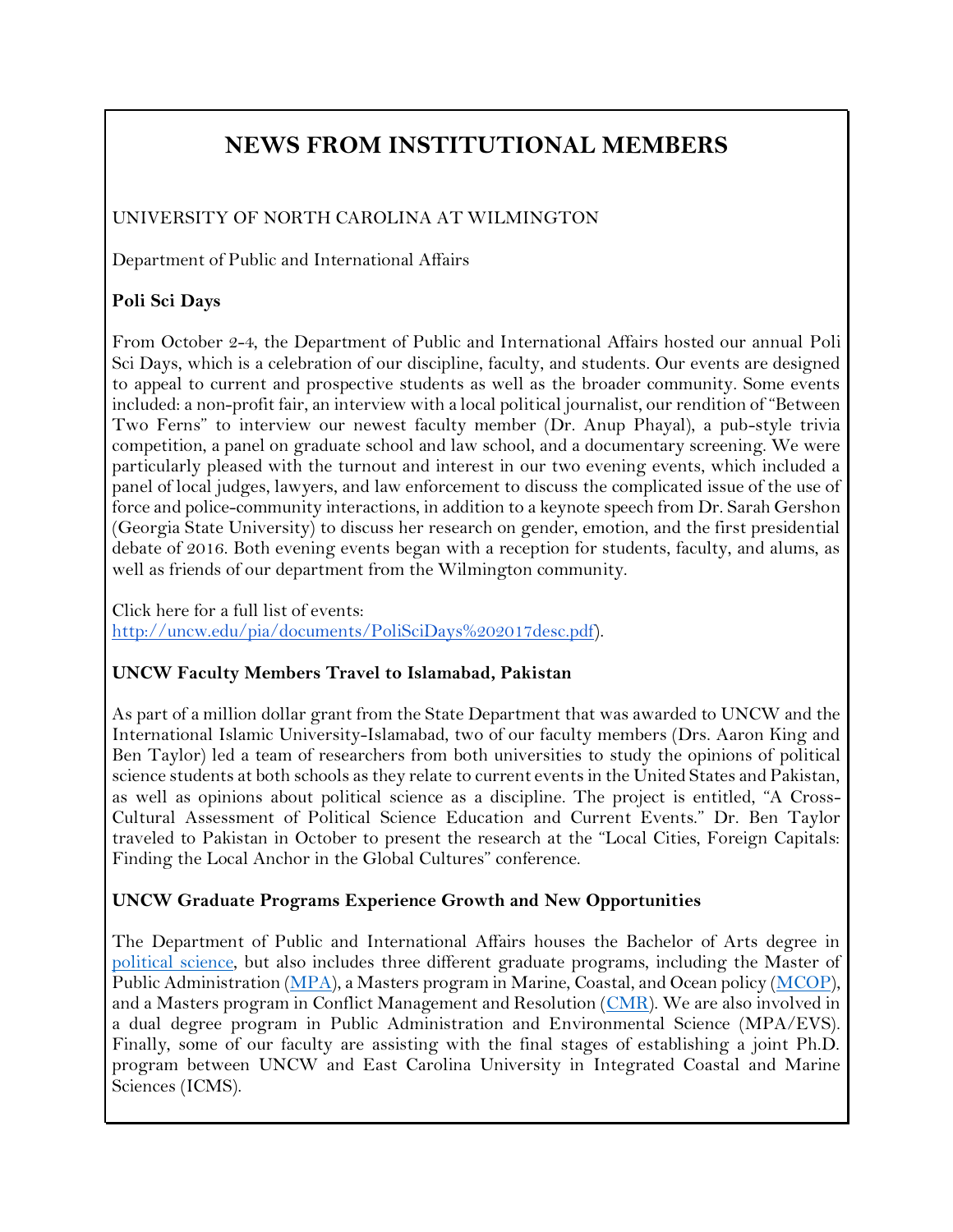# NEWS FROM INSTITUTIONAL MEMBERS

UNIVERSITY OF NORTH CAROLINA AT WILMINGTON

Department of Public and International Affairs

### Poli Sci Days

From October 2-4, the Department of Public and International Affairs hosted our annual Poli Sci Days, which is a celebration of our discipline, faculty, and students. Our events are designed to appeal to current and prospective students as well as the broader community. Some events included: a non-profit fair, an interview with a local political journalist, our rendition of "Between Two Ferns" to interview our newest faculty member (Dr. Anup Phayal), a pub-style trivia competition, a panel on graduate school and law school, and a documentary screening. We were particularly pleased with the turnout and interest in our two evening events, which included a panel of local judges, lawyers, and law enforcement to discuss the complicated issue of the use of force and police-community interactions, in addition to a keynote speech from Dr. Sarah Gershon (Georgia State University) to discuss her research on gender, emotion, and the first presidential debate of 2016. Both evening events began with a reception for students, faculty, and alums, as well as friends of our department from the Wilmington community.

Click here for a full list of events:
[http://uncw.edu/pia/documents/PoliSciDays%202017desc.pdf](http://uncw.edu/pia/documents/PoliSciDays%202017desc.pdf)).

### UNCW Faculty Members Travel to Islamabad, Pakistan

As part of a million dollar grant from the State Department that was awarded to UNCW and the International Islamic University-Islamabad, two of our faculty members (Drs. Aaron King and Ben Taylor) led a team of researchers from both universities to study the opinions of political science students at both schools as they relate to current events in the United States and Pakistan, as well as opinions about political science as a discipline. The project is entitled, "A Cross-Cultural Assessment of Political Science Education and Current Events." Dr. Ben Taylor traveled to Pakistan in October to present the research at the "Local Cities, Foreign Capitals: Finding the Local Anchor in the Global Cultures" conference.

### UNCW Graduate Programs Experience Growth and New Opportunities

The Department of Public and International Affairs houses the Bachelor of Arts degree in political science, but also includes three different graduate programs, including the Master of Public Administration (MPA), a Masters program in Marine, Coastal, and Ocean policy (MCOP), and a Masters program in Conflict Management and Resolution (CMR). We are also involved in a dual degree program in Public Administration and Environmental Science (MPA/EVS). Finally, some of our faculty are assisting with the final stages of establishing a joint Ph.D. program between UNCW and East Carolina University in Integrated Coastal and Marine Sciences (ICMS).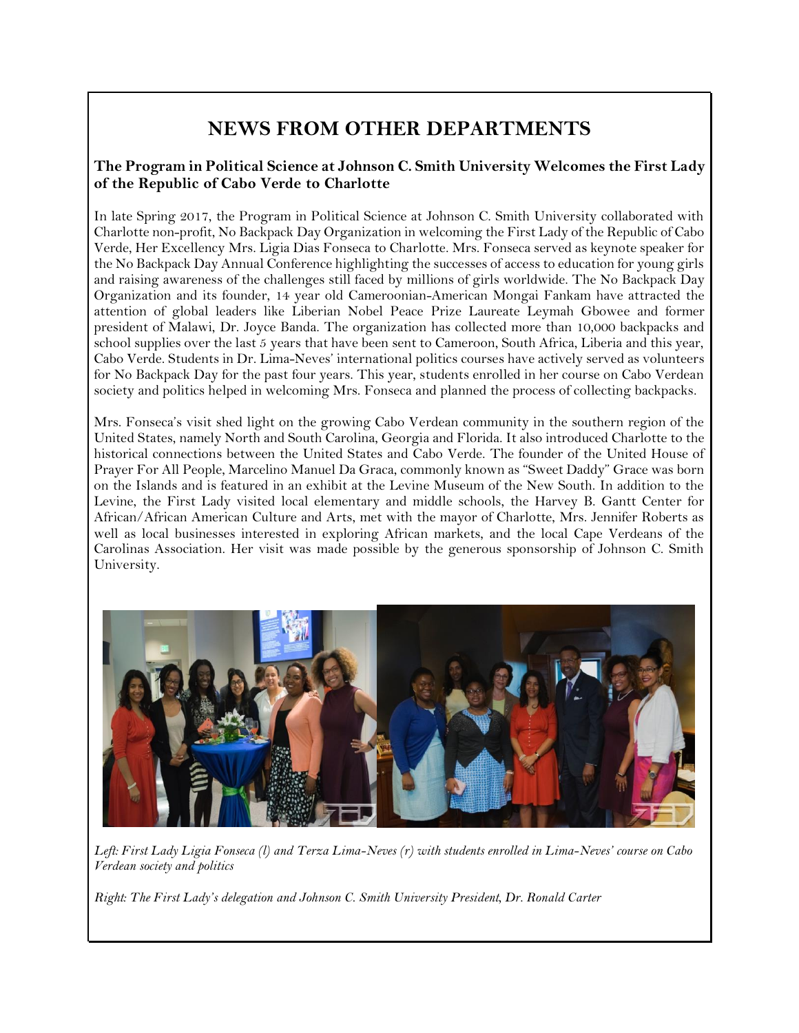# NEWS FROM OTHER DEPARTMENTS

### The Program in Political Science at Johnson C. Smith University Welcomes the First Lady of the Republic of Cabo Verde to Charlotte

In late Spring 2017, the Program in Political Science at Johnson C. Smith University collaborated with Charlotte non-profit, No Backpack Day Organization in welcoming the First Lady of the Republic of Cabo Verde, Her Excellency Mrs. Ligia Dias Fonseca to Charlotte. Mrs. Fonseca served as keynote speaker for the No Backpack Day Annual Conference highlighting the successes of access to education for young girls and raising awareness of the challenges still faced by millions of girls worldwide. The No Backpack Day Organization and its founder, 14 year old Cameroonian-American Mongai Fankam have attracted the attention of global leaders like Liberian Nobel Peace Prize Laureate Leymah Gbowee and former president of Malawi, Dr. Joyce Banda. The organization has collected more than 10,000 backpacks and school supplies over the last 5 years that have been sent to Cameroon, South Africa, Liberia and this year, Cabo Verde. Students in Dr. Lima-Neves' international politics courses have actively served as volunteers for No Backpack Day for the past four years. This year, students enrolled in her course on Cabo Verdean society and politics helped in welcoming Mrs. Fonseca and planned the process of collecting backpacks.

Mrs. Fonseca's visit shed light on the growing Cabo Verdean community in the southern region of the United States, namely North and South Carolina, Georgia and Florida. It also introduced Charlotte to the historical connections between the United States and Cabo Verde. The founder of the United House of Prayer For All People, Marcelino Manuel Da Graca, commonly known as "Sweet Daddy" Grace was born on the Islands and is featured in an exhibit at the Levine Museum of the New South. In addition to the Levine, the First Lady visited local elementary and middle schools, the Harvey B. Gantt Center for African/African American Culture and Arts, met with the mayor of Charlotte, Mrs. Jennifer Roberts as well as local businesses interested in exploring African markets, and the local Cape Verdeans of the Carolinas Association. Her visit was made possible by the generous sponsorship of Johnson C. Smith University.

*Left: First Lady Ligia Fonseca (l) and Terza Lima-Neves (r) with students enrolled in Lima-Neves' course on Cabo Verdean society and politics*

*Right: The First Lady's delegation and Johnson C. Smith University President, Dr. Ronald Carter*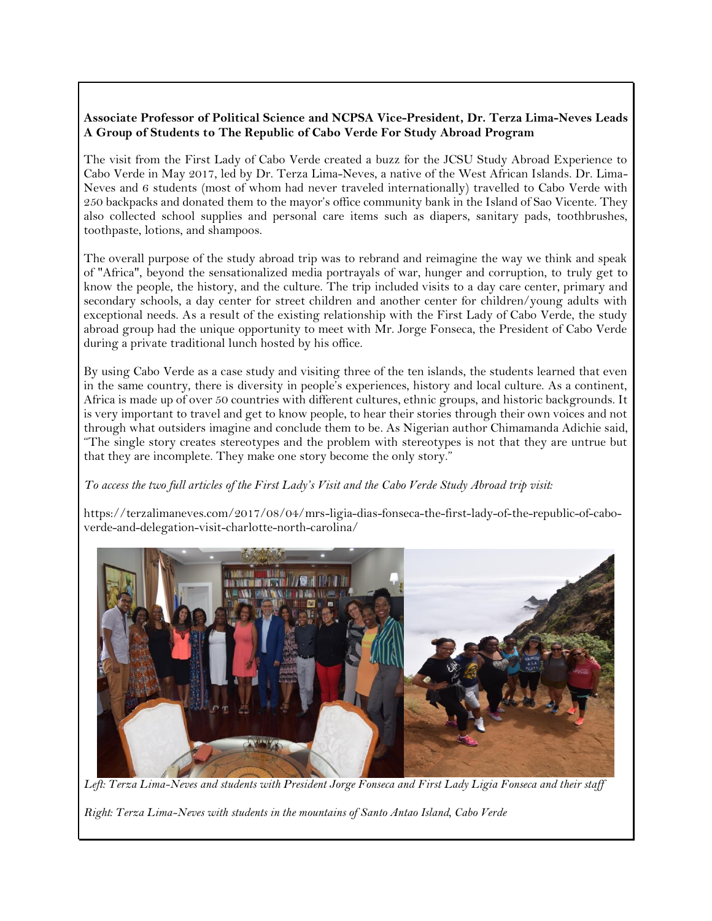**Associate Professor of Political Science and NCPSA Vice-President, Dr. Terza Lima-Neves Leads A Group of Students to The Republic of Cabo Verde For Study Abroad Program**

The visit from the First Lady of Cabo Verde created a buzz for the JCSU Study Abroad Experience to Cabo Verde in May 2017, led by Dr. Terza Lima-Neves, a native of the West African Islands. Dr. Lima-Neves and 6 students (most of whom had never traveled internationally) travelled to Cabo Verde with 250 backpacks and donated them to the mayor's office community bank in the Island of Sao Vicente. They also collected school supplies and personal care items such as diapers, sanitary pads, toothbrushes, toothpaste, lotions, and shampoos.

The overall purpose of the study abroad trip was to rebrand and reimagine the way we think and speak of "Africa", beyond the sensationalized media portrayals of war, hunger and corruption, to truly get to know the people, the history, and the culture. The trip included visits to a day care center, primary and secondary schools, a day center for street children and another center for children/young adults with exceptional needs. As a result of the existing relationship with the First Lady of Cabo Verde, the study abroad group had the unique opportunity to meet with Mr. Jorge Fonseca, the President of Cabo Verde during a private traditional lunch hosted by his office.

By using Cabo Verde as a case study and visiting three of the ten islands, the students learned that even in the same country, there is diversity in people's experiences, history and local culture. As a continent, Africa is made up of over 50 countries with different cultures, ethnic groups, and historic backgrounds. It is very important to travel and get to know people, to hear their stories through their own voices and not through what outsiders imagine and conclude them to be. As Nigerian author Chimamanda Adichie said, "The single story creates stereotypes and the problem with stereotypes is not that they are untrue but that they are incomplete. They make one story become the only story."

*To access the two full articles of the First Lady's Visit and the Cabo Verde Study Abroad trip visit:*

https://terzalimaneves.com/2017/08/04/mrs-ligia-dias-fonseca-the-first-lady-of-the-republic-of-cabo-verde-and-delegation-visit-charlotte-north-carolina/

*Left: Terza Lima-Neves and students with President Jorge Fonseca and First Lady Ligia Fonseca and their staff*

*Right: Terza Lima-Neves with students in the mountains of Santo Antao Island, Cabo Verde*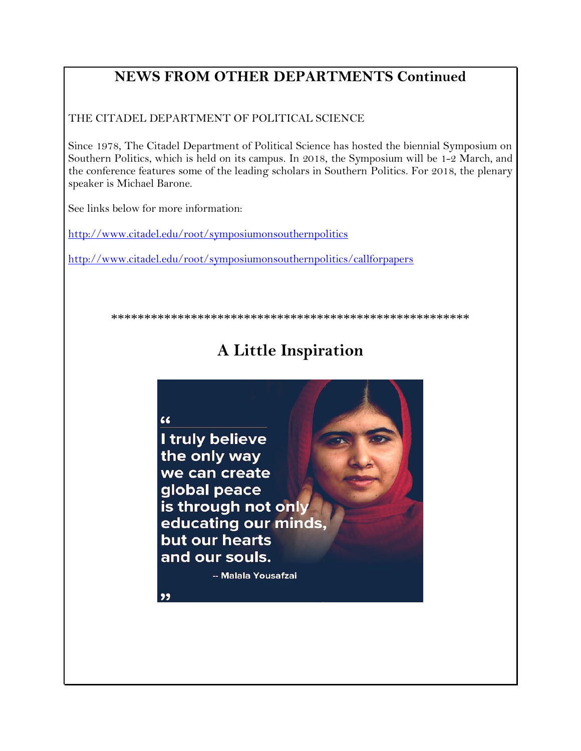## NEWS FROM OTHER DEPARTMENTS Continued

THE CITADEL DEPARTMENT OF POLITICAL SCIENCE

Since 1978, The Citadel Department of Political Science has hosted the biennial Symposium on Southern Politics, which is held on its campus. In 2018, the Symposium will be 1-2 March, and the conference features some of the leading scholars in Southern Politics. For 2018, the plenary speaker is Michael Barone.

See links below for more information:

http://www.citadel.edu/root/symposiumonsouthernpolitics

http://www.citadel.edu/root/symposiumonsouthernpolitics/callforpapers

****************************************************

## A Little Inspiration

> "I truly believe the only way we can create global peace is through not only educating our minds, but our hearts and our souls.
>
> -- Malala Yousafzai"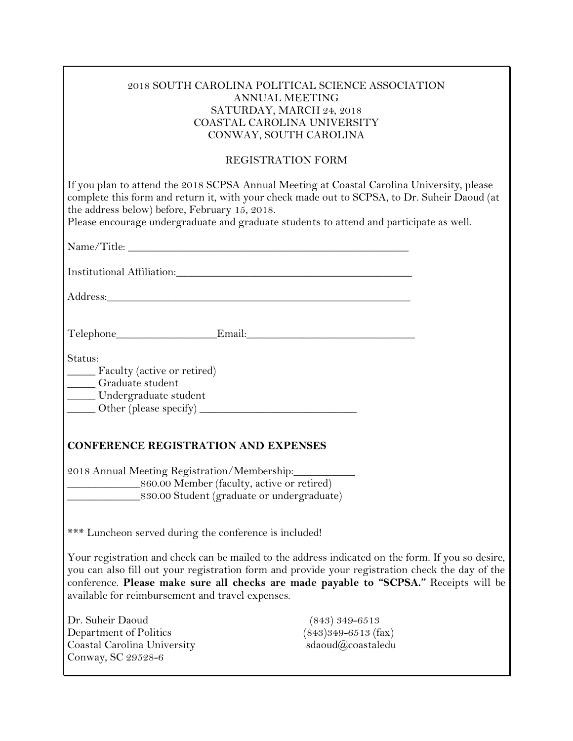2018 SOUTH CAROLINA POLITICAL SCIENCE ASSOCIATION
ANNUAL MEETING
SATURDAY, MARCH 24, 2018
COASTAL CAROLINA UNIVERSITY
CONWAY, SOUTH CAROLINA

REGISTRATION FORM

If you plan to attend the 2018 SCPSA Annual Meeting at Coastal Carolina University, please complete this form and return it, with your check made out to SCPSA, to Dr. Suheir Daoud (at the address below) before, February 15, 2018.
Please encourage undergraduate and graduate students to attend and participate as well.

Name/Title: ________________________________________________

Institutional Affiliation:________________________________________

Address:____________________________________________________

Telephone_________________Email:____________________________

Status:
_____ Faculty (active or retired)
_____ Graduate student
_____ Undergraduate student
_____ Other (please specify) ___________________________

**CONFERENCE REGISTRATION AND EXPENSES**

2018 Annual Meeting Registration/Membership:__________
____________$60.00 Member (faculty, active or retired)
____________$30.00 Student (graduate or undergraduate)

*** Luncheon served during the conference is included!

Your registration and check can be mailed to the address indicated on the form. If you so desire, you can also fill out your registration form and provide your registration check the day of the conference. **Please make sure all checks are made payable to "SCPSA."** Receipts will be available for reimbursement and travel expenses.

Dr. Suheir Daoud
Department of Politics
Coastal Carolina University
Conway, SC 29528-6

(843) 349-6513
(843)349-6513 (fax)
sdaoud@coastaledu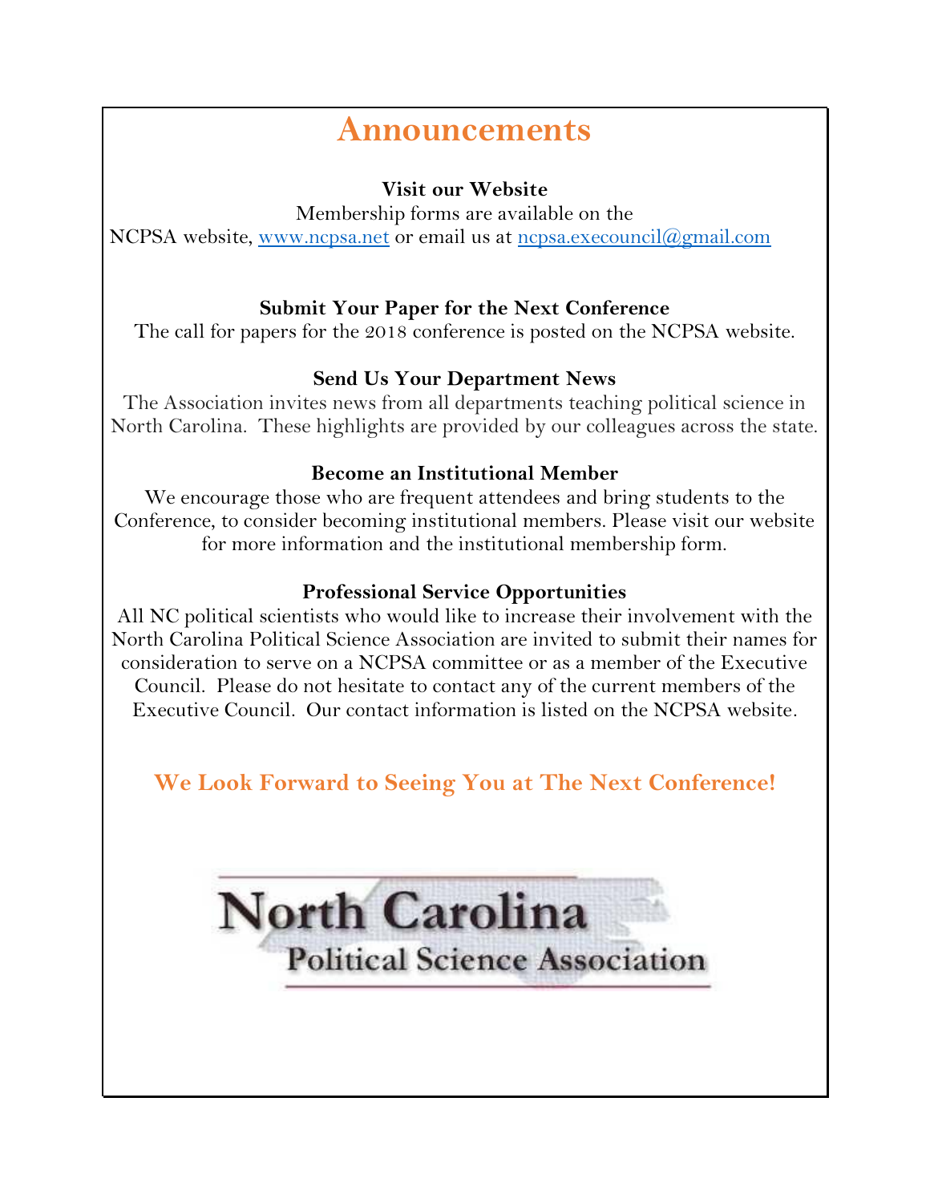# Announcements

### Visit our Website

Membership forms are available on the NCPSA website, www.ncpsa.net or email us at ncpsa.execouncil@gmail.com

### Submit Your Paper for the Next Conference

The call for papers for the 2018 conference is posted on the NCPSA website.

### Send Us Your Department News

The Association invites news from all departments teaching political science in North Carolina. These highlights are provided by our colleagues across the state.

### Become an Institutional Member

We encourage those who are frequent attendees and bring students to the Conference, to consider becoming institutional members. Please visit our website for more information and the institutional membership form.

### Professional Service Opportunities

All NC political scientists who would like to increase their involvement with the North Carolina Political Science Association are invited to submit their names for consideration to serve on a NCPSA committee or as a member of the Executive Council. Please do not hesitate to contact any of the current members of the Executive Council. Our contact information is listed on the NCPSA website.

## We Look Forward to Seeing You at The Next Conference!

North Carolina
Political Science Association